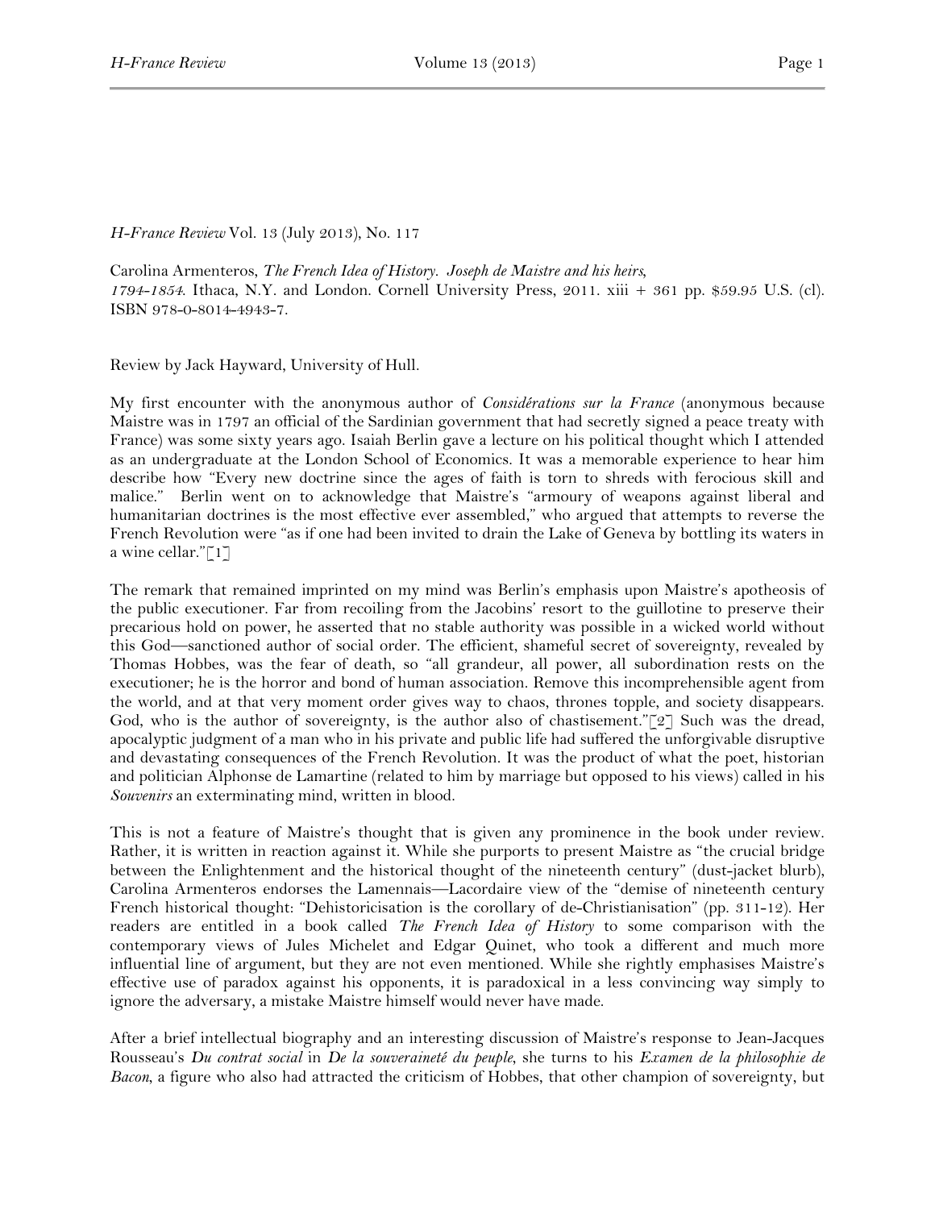*H-France Review* Vol. 13 (July 2013), No. 117

Carolina Armenteros, *The French Idea of History. Joseph de Maistre and his heirs, 1794-1854*. Ithaca, N.Y. and London. Cornell University Press, 2011. xiii + 361 pp. $59.95 U.S. (cl). ISBN 978-0-8014-4943-7.

Review by Jack Hayward, University of Hull.

My first encounter with the anonymous author of *Considérations sur la France* (anonymous because Maistre was in 1797 an official of the Sardinian government that had secretly signed a peace treaty with France) was some sixty years ago. Isaiah Berlin gave a lecture on his political thought which I attended as an undergraduate at the London School of Economics. It was a memorable experience to hear him describe how "Every new doctrine since the ages of faith is torn to shreds with ferocious skill and malice." Berlin went on to acknowledge that Maistre's "armoury of weapons against liberal and humanitarian doctrines is the most effective ever assembled," who argued that attempts to reverse the French Revolution were "as if one had been invited to drain the Lake of Geneva by bottling its waters in a wine cellar."[1]

The remark that remained imprinted on my mind was Berlin's emphasis upon Maistre's apotheosis of the public executioner. Far from recoiling from the Jacobins' resort to the guillotine to preserve their precarious hold on power, he asserted that no stable authority was possible in a wicked world without this God—sanctioned author of social order. The efficient, shameful secret of sovereignty, revealed by Thomas Hobbes, was the fear of death, so "all grandeur, all power, all subordination rests on the executioner; he is the horror and bond of human association. Remove this incomprehensible agent from the world, and at that very moment order gives way to chaos, thrones topple, and society disappears. God, who is the author of sovereignty, is the author also of chastisement."[2] Such was the dread, apocalyptic judgment of a man who in his private and public life had suffered the unforgivable disruptive and devastating consequences of the French Revolution. It was the product of what the poet, historian and politician Alphonse de Lamartine (related to him by marriage but opposed to his views) called in his *Souvenirs* an exterminating mind, written in blood.

This is not a feature of Maistre's thought that is given any prominence in the book under review. Rather, it is written in reaction against it. While she purports to present Maistre as "the crucial bridge between the Enlightenment and the historical thought of the nineteenth century" (dust-jacket blurb), Carolina Armenteros endorses the Lamennais—Lacordaire view of the "demise of nineteenth century French historical thought: "Dehistoricisation is the corollary of de-Christianisation" (pp. 311-12). Her readers are entitled in a book called *The French Idea of History* to some comparison with the contemporary views of Jules Michelet and Edgar Quinet, who took a different and much more influential line of argument, but they are not even mentioned. While she rightly emphasises Maistre's effective use of paradox against his opponents, it is paradoxical in a less convincing way simply to ignore the adversary, a mistake Maistre himself would never have made.

After a brief intellectual biography and an interesting discussion of Maistre's response to Jean-Jacques Rousseau's *Du contrat social* in *De la souveraineté du peuple*, she turns to his *Examen de la philosophie de Bacon*, a figure who also had attracted the criticism of Hobbes, that other champion of sovereignty, but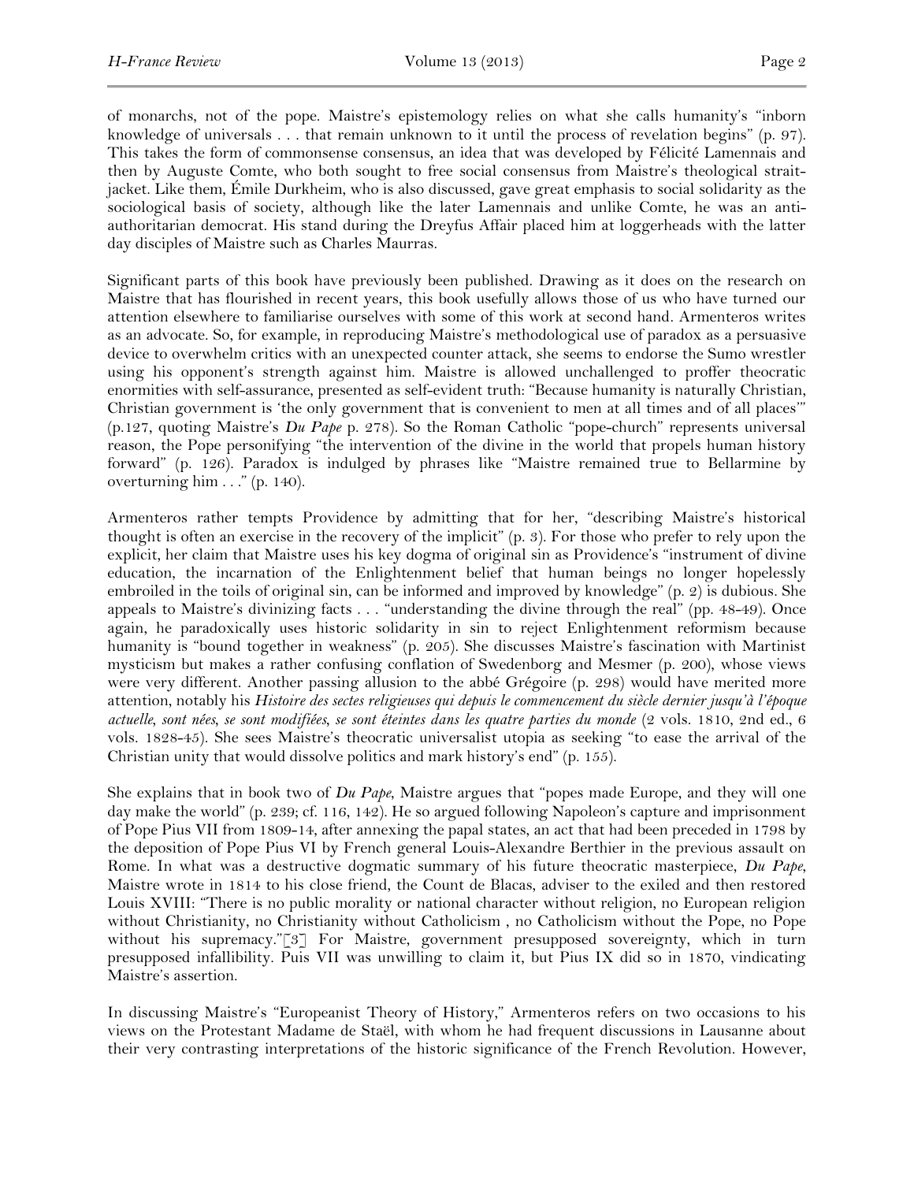of monarchs, not of the pope. Maistre's epistemology relies on what she calls humanity's "inborn knowledge of universals . . . that remain unknown to it until the process of revelation begins" (p. 97). This takes the form of commonsense consensus, an idea that was developed by Félicité Lamennais and then by Auguste Comte, who both sought to free social consensus from Maistre's theological strait-jacket. Like them, Émile Durkheim, who is also discussed, gave great emphasis to social solidarity as the sociological basis of society, although like the later Lamennais and unlike Comte, he was an anti-authoritarian democrat. His stand during the Dreyfus Affair placed him at loggerheads with the latter day disciples of Maistre such as Charles Maurras.

Significant parts of this book have previously been published. Drawing as it does on the research on Maistre that has flourished in recent years, this book usefully allows those of us who have turned our attention elsewhere to familiarise ourselves with some of this work at second hand. Armenteros writes as an advocate. So, for example, in reproducing Maistre's methodological use of paradox as a persuasive device to overwhelm critics with an unexpected counter attack, she seems to endorse the Sumo wrestler using his opponent's strength against him. Maistre is allowed unchallenged to proffer theocratic enormities with self-assurance, presented as self-evident truth: "Because humanity is naturally Christian, Christian government is 'the only government that is convenient to men at all times and of all places'" (p.127, quoting Maistre's *Du Pape* p. 278). So the Roman Catholic "pope-church" represents universal reason, the Pope personifying "the intervention of the divine in the world that propels human history forward" (p. 126). Paradox is indulged by phrases like "Maistre remained true to Bellarmine by overturning him . . ." (p. 140).

Armenteros rather tempts Providence by admitting that for her, "describing Maistre's historical thought is often an exercise in the recovery of the implicit" (p. 3). For those who prefer to rely upon the explicit, her claim that Maistre uses his key dogma of original sin as Providence's "instrument of divine education, the incarnation of the Enlightenment belief that human beings no longer hopelessly embroiled in the toils of original sin, can be informed and improved by knowledge" (p. 2) is dubious. She appeals to Maistre's divinizing facts . . . "understanding the divine through the real" (pp. 48-49). Once again, he paradoxically uses historic solidarity in sin to reject Enlightenment reformism because humanity is "bound together in weakness" (p. 205). She discusses Maistre's fascination with Martinist mysticism but makes a rather confusing conflation of Swedenborg and Mesmer (p. 200), whose views were very different. Another passing allusion to the abbé Grégoire (p. 298) would have merited more attention, notably his *Histoire des sectes religieuses qui depuis le commencement du siècle dernier jusqu'à l'époque actuelle, sont nées, se sont modifiées, se sont éteintes dans les quatre parties du monde* (2 vols. 1810, 2nd ed., 6 vols. 1828-45). She sees Maistre's theocratic universalist utopia as seeking "to ease the arrival of the Christian unity that would dissolve politics and mark history's end" (p. 155).

She explains that in book two of *Du Pape*, Maistre argues that "popes made Europe, and they will one day make the world" (p. 239; cf. 116, 142). He so argued following Napoleon's capture and imprisonment of Pope Pius VII from 1809-14, after annexing the papal states, an act that had been preceded in 1798 by the deposition of Pope Pius VI by French general Louis-Alexandre Berthier in the previous assault on Rome. In what was a destructive dogmatic summary of his future theocratic masterpiece, *Du Pape*, Maistre wrote in 1814 to his close friend, the Count de Blacas, adviser to the exiled and then restored Louis XVIII: "There is no public morality or national character without religion, no European religion without Christianity, no Christianity without Catholicism , no Catholicism without the Pope, no Pope without his supremacy."[3] For Maistre, government presupposed sovereignty, which in turn presupposed infallibility. Puis VII was unwilling to claim it, but Pius IX did so in 1870, vindicating Maistre's assertion.

In discussing Maistre's "Europeanist Theory of History," Armenteros refers on two occasions to his views on the Protestant Madame de Staël, with whom he had frequent discussions in Lausanne about their very contrasting interpretations of the historic significance of the French Revolution. However,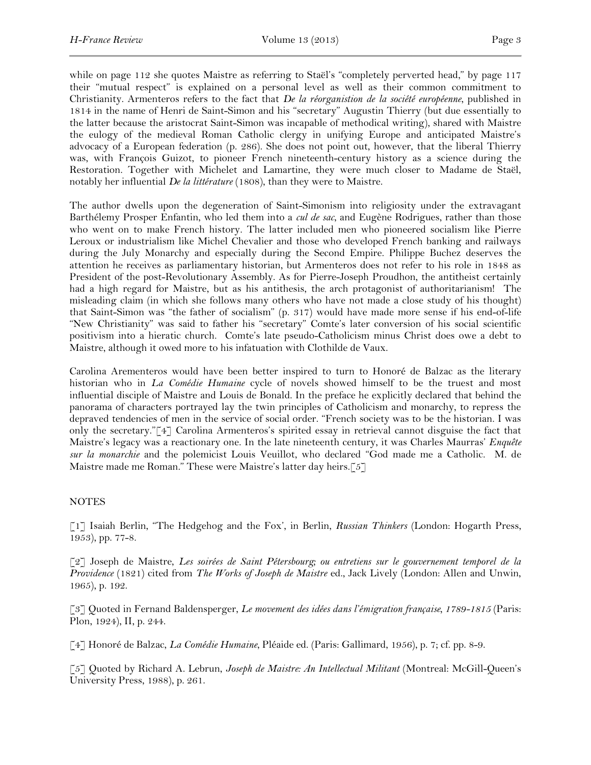while on page 112 she quotes Maistre as referring to Staël's "completely perverted head," by page 117 their "mutual respect" is explained on a personal level as well as their common commitment to Christianity. Armenteros refers to the fact that *De la réorganistion de la société européenne*, published in 1814 in the name of Henri de Saint-Simon and his "secretary" Augustin Thierry (but due essentially to the latter because the aristocrat Saint-Simon was incapable of methodical writing), shared with Maistre the eulogy of the medieval Roman Catholic clergy in unifying Europe and anticipated Maistre's advocacy of a European federation (p. 286). She does not point out, however, that the liberal Thierry was, with François Guizot, to pioneer French nineteenth-century history as a science during the Restoration. Together with Michelet and Lamartine, they were much closer to Madame de Staël, notably her influential *De la littérature* (1808), than they were to Maistre.

The author dwells upon the degeneration of Saint-Simonism into religiosity under the extravagant Barthélemy Prosper Enfantin, who led them into a *cul de sac*, and Eugène Rodrigues, rather than those who went on to make French history. The latter included men who pioneered socialism like Pierre Leroux or industrialism like Michel Chevalier and those who developed French banking and railways during the July Monarchy and especially during the Second Empire. Philippe Buchez deserves the attention he receives as parliamentary historian, but Armenteros does not refer to his role in 1848 as President of the post-Revolutionary Assembly. As for Pierre-Joseph Proudhon, the antitheist certainly had a high regard for Maistre, but as his antithesis, the arch protagonist of authoritarianism! The misleading claim (in which she follows many others who have not made a close study of his thought) that Saint-Simon was "the father of socialism" (p. 317) would have made more sense if his end-of-life "New Christianity" was said to father his "secretary" Comte's later conversion of his social scientific positivism into a hieratic church. Comte's late pseudo-Catholicism minus Christ does owe a debt to Maistre, although it owed more to his infatuation with Clothilde de Vaux.

Carolina Arementeros would have been better inspired to turn to Honoré de Balzac as the literary historian who in *La Comédie Humaine* cycle of novels showed himself to be the truest and most influential disciple of Maistre and Louis de Bonald. In the preface he explicitly declared that behind the panorama of characters portrayed lay the twin principles of Catholicism and monarchy, to repress the depraved tendencies of men in the service of social order. "French society was to be the historian. I was only the secretary."[4] Carolina Armenteros's spirited essay in retrieval cannot disguise the fact that Maistre's legacy was a reactionary one. In the late nineteenth century, it was Charles Maurras' *Enquête sur la monarchie* and the polemicist Louis Veuillot, who declared "God made me a Catholic. M. de Maistre made me Roman." These were Maistre's latter day heirs.[5]

NOTES

[1] Isaiah Berlin, "The Hedgehog and the Fox', in Berlin, *Russian Thinkers* (London: Hogarth Press, 1953), pp. 77-8.

[2] Joseph de Maistre, *Les soirées de Saint Pétersbourg; ou entretiens sur le gouvernement temporel de la Providence* (1821) cited from *The Works of Joseph de Maistre* ed., Jack Lively (London: Allen and Unwin, 1965), p. 192.

[3] Quoted in Fernand Baldensperger, *Le movement des idées dans l'émigration française, 1789-1815* (Paris: Plon, 1924), II, p. 244.

[4] Honoré de Balzac, *La Comédie Humaine*, Pléaide ed. (Paris: Gallimard, 1956), p. 7; cf. pp. 8-9.

[5] Quoted by Richard A. Lebrun, *Joseph de Maistre: An Intellectual Militant* (Montreal: McGill-Queen's University Press, 1988), p. 261.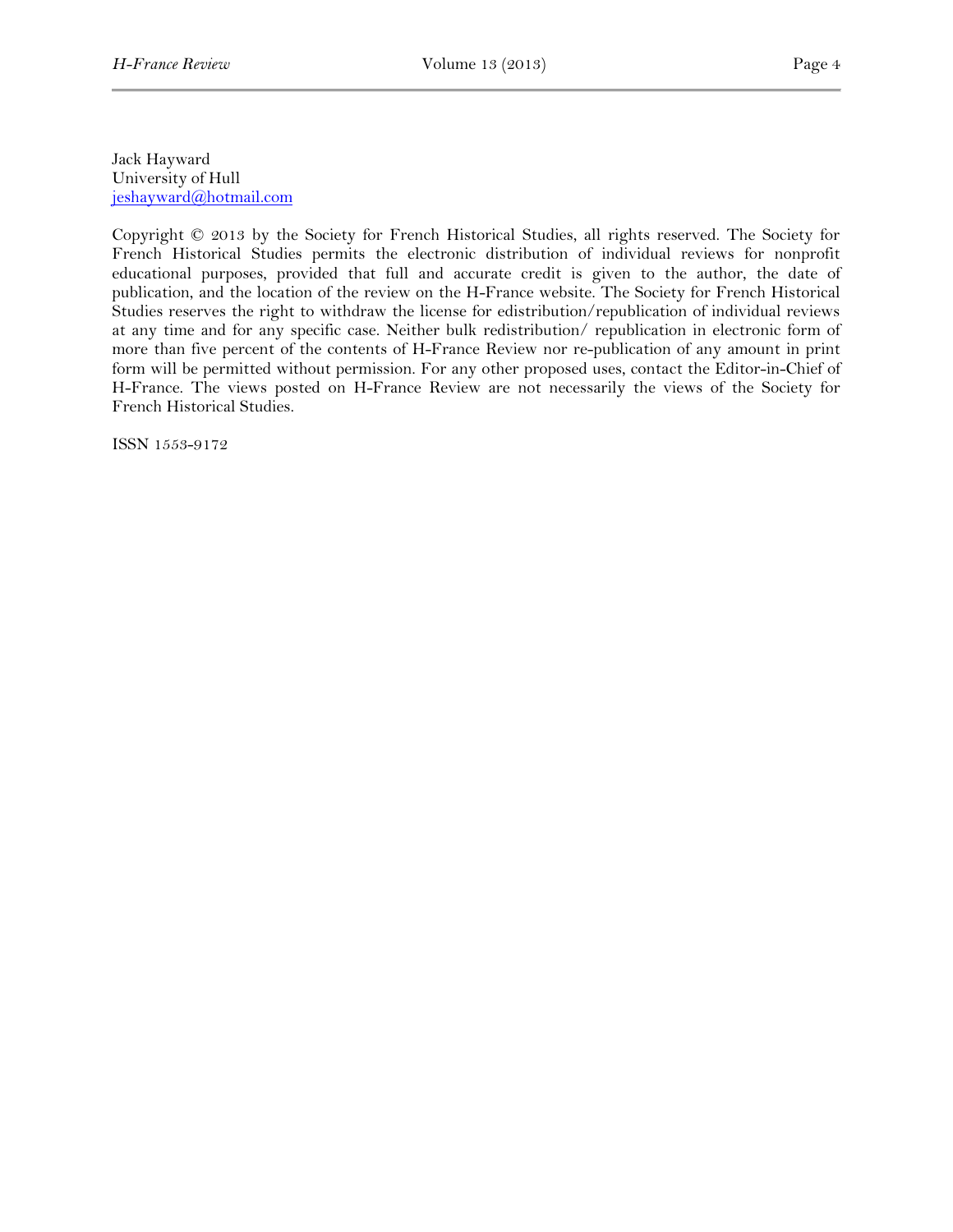Jack Hayward
University of Hull
jeshayward@hotmail.com

Copyright © 2013 by the Society for French Historical Studies, all rights reserved. The Society for French Historical Studies permits the electronic distribution of individual reviews for nonprofit educational purposes, provided that full and accurate credit is given to the author, the date of publication, and the location of the review on the H-France website. The Society for French Historical Studies reserves the right to withdraw the license for edistribution/republication of individual reviews at any time and for any specific case. Neither bulk redistribution/ republication in electronic form of more than five percent of the contents of H-France Review nor re-publication of any amount in print form will be permitted without permission. For any other proposed uses, contact the Editor-in-Chief of H-France. The views posted on H-France Review are not necessarily the views of the Society for French Historical Studies.

ISSN 1553-9172